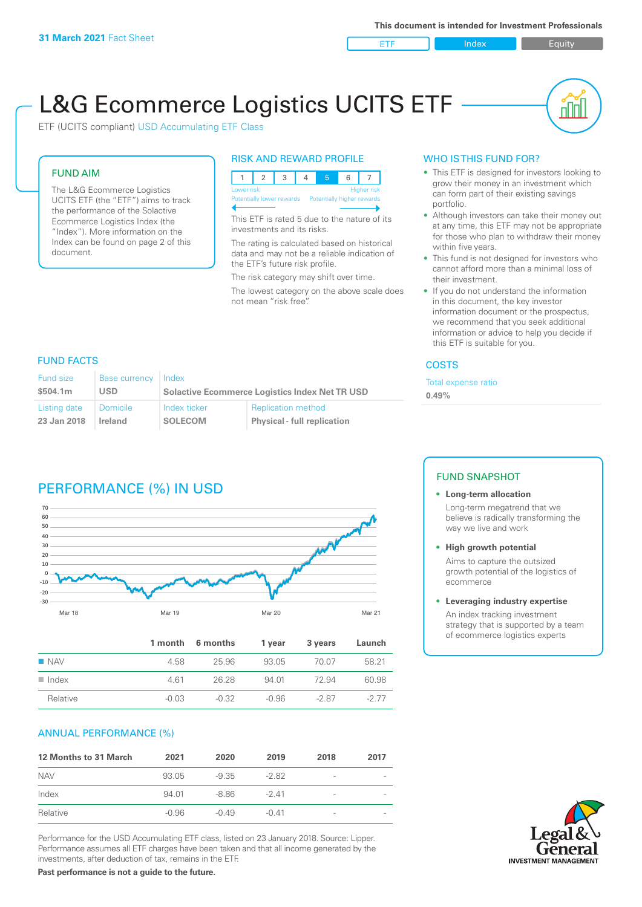**31 March 2021** Fact Sheet

This document is intended for Investment Professionals

ETF | Index | Equity

# L&G Ecommerce Logistics UCITS ETF

ETF (UCITS compliant) USD Accumulating ETF Class

## FUND AIM

The L&G Ecommerce Logistics UCITS ETF (the "ETF") aims to track the performance of the Solactive Ecommerce Logistics Index (the "Index"). More information on the Index can be found on page 2 of this document.

## RISK AND REWARD PROFILE

| 1 | 2 | 3 | 4 | 5 | 6 | 7 |
|---|---|---|---|---|---|---|

Lower risk — Higher risk
Potentially lower rewards — Potentially higher rewards

This ETF is rated 5 due to the nature of its investments and its risks.

The rating is calculated based on historical data and may not be a reliable indication of the ETF's future risk profile.

The risk category may shift over time.

The lowest category on the above scale does not mean "risk free".

## WHO IS THIS FUND FOR?

- This ETF is designed for investors looking to grow their money in an investment which can form part of their existing savings portfolio.
- Although investors can take their money out at any time, this ETF may not be appropriate for those who plan to withdraw their money within five years.
- This fund is not designed for investors who cannot afford more than a minimal loss of their investment.
- If you do not understand the information in this document, the key investor information document or the prospectus, we recommend that you seek additional information or advice to help you decide if this ETF is suitable for you.

## FUND FACTS

| Fund size | Base currency | Index | |
|---|---|---|---|
| **$504.1m** | **USD** | **Solactive Ecommerce Logistics Index Net TR USD** | |
| **Listing date** | **Domicile** | **Index ticker** | **Replication method** |
| **23 Jan 2018** | **Ireland** | **SOLECOM** | **Physical - full replication** |

## COSTS

Total expense ratio

**0.49%**

## PERFORMANCE (%) IN USD

| | 1 month | 6 months | 1 year | 3 years | Launch |
|---|---|---|---|---|---|
| NAV | 4.58 | 25.96 | 93.05 | 70.07 | 58.21 |
| Index | 4.61 | 26.28 | 94.01 | 72.94 | 60.98 |
| Relative | -0.03 | -0.32 | -0.96 | -2.87 | -2.77 |

## FUND SNAPSHOT

- **Long-term allocation**
  Long-term megatrend that we believe is radically transforming the way we live and work
- **High growth potential**
  Aims to capture the outsized growth potential of the logistics of ecommerce
- **Leveraging industry expertise**
  An index tracking investment strategy that is supported by a team of ecommerce logistics experts

## ANNUAL PERFORMANCE (%)

| 12 Months to 31 March | 2021 | 2020 | 2019 | 2018 | 2017 |
|---|---|---|---|---|---|
| NAV | 93.05 | -9.35 | -2.82 | - | - |
| Index | 94.01 | -8.86 | -2.41 | - | - |
| Relative | -0.96 | -0.49 | -0.41 | - | - |

Performance for the USD Accumulating ETF class, listed on 23 January 2018. Source: Lipper. Performance assumes all ETF charges have been taken and that all income generated by the investments, after deduction of tax, remains in the ETF.

**Past performance is not a guide to the future.**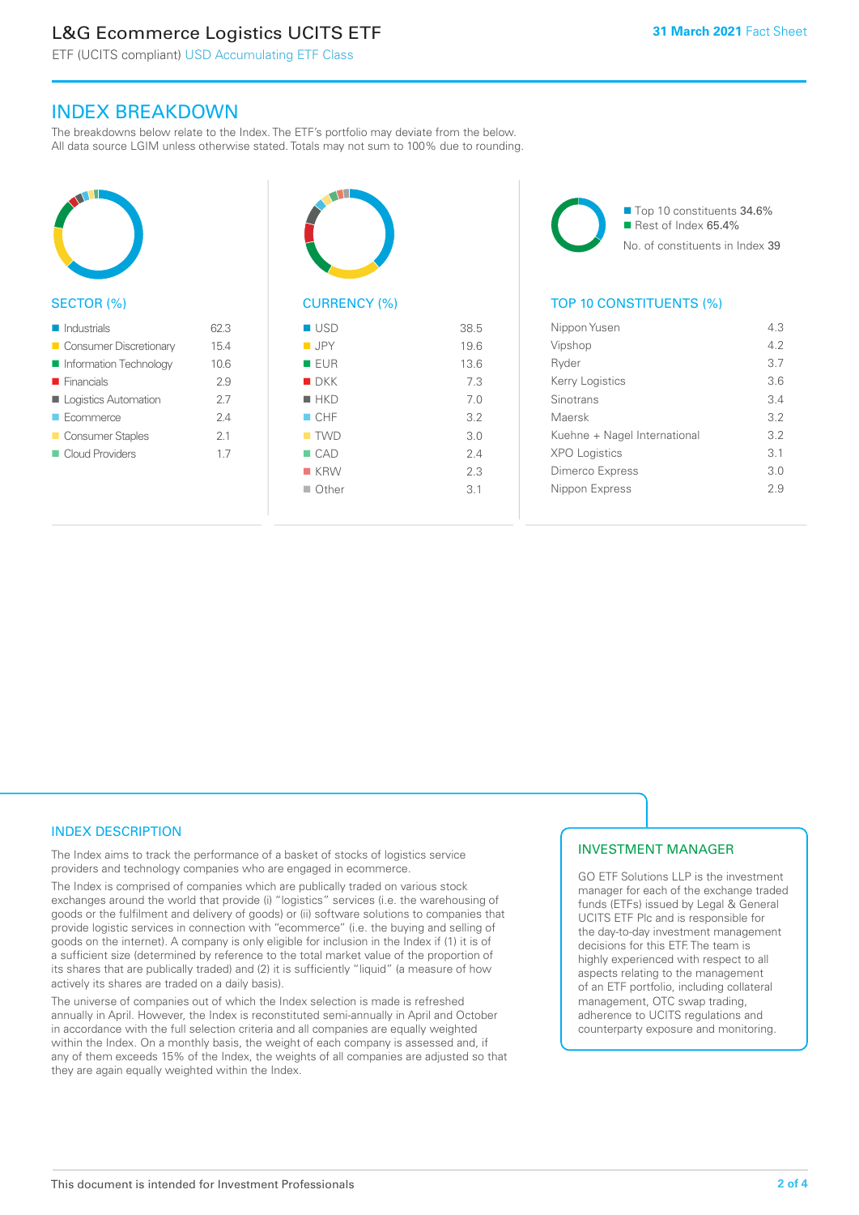# L&G Ecommerce Logistics UCITS ETF

ETF (UCITS compliant) USD Accumulating ETF Class

31 March 2021 Fact Sheet

## INDEX BREAKDOWN

The breakdowns below relate to the Index. The ETF's portfolio may deviate from the below. All data source LGIM unless otherwise stated. Totals may not sum to 100% due to rounding.

### SECTOR (%)

| Sector | % |
|---|---|
| Industrials | 62.3 |
| Consumer Discretionary | 15.4 |
| Information Technology | 10.6 |
| Financials | 2.9 |
| Logistics Automation | 2.7 |
| Ecommerce | 2.4 |
| Consumer Staples | 2.1 |
| Cloud Providers | 1.7 |

### CURRENCY (%)

| Currency | % |
|---|---|
| USD | 38.5 |
| JPY | 19.6 |
| EUR | 13.6 |
| DKK | 7.3 |
| HKD | 7.0 |
| CHF | 3.2 |
| TWD | 3.0 |
| CAD | 2.4 |
| KRW | 2.3 |
| Other | 3.1 |

- Top 10 constituents 34.6%
- Rest of Index 65.4%

No. of constituents in Index 39

### TOP 10 CONSTITUENTS (%)

| Constituent | % |
|---|---|
| Nippon Yusen | 4.3 |
| Vipshop | 4.2 |
| Ryder | 3.7 |
| Kerry Logistics | 3.6 |
| Sinotrans | 3.4 |
| Maersk | 3.2 |
| Kuehne + Nagel International | 3.2 |
| XPO Logistics | 3.1 |
| Dimerco Express | 3.0 |
| Nippon Express | 2.9 |

## INDEX DESCRIPTION

The Index aims to track the performance of a basket of stocks of logistics service providers and technology companies who are engaged in ecommerce.

The Index is comprised of companies which are publically traded on various stock exchanges around the world that provide (i) "logistics" services (i.e. the warehousing of goods or the fulfilment and delivery of goods) or (ii) software solutions to companies that provide logistic services in connection with "ecommerce" (i.e. the buying and selling of goods on the internet). A company is only eligible for inclusion in the Index if (1) it is of a sufficient size (determined by reference to the total market value of the proportion of its shares that are publically traded) and (2) it is sufficiently "liquid" (a measure of how actively its shares are traded on a daily basis).

The universe of companies out of which the Index selection is made is refreshed annually in April. However, the Index is reconstituted semi-annually in April and October in accordance with the full selection criteria and all companies are equally weighted within the Index. On a monthly basis, the weight of each company is assessed and, if any of them exceeds 15% of the Index, the weights of all companies are adjusted so that they are again equally weighted within the Index.

## INVESTMENT MANAGER

GO ETF Solutions LLP is the investment manager for each of the exchange traded funds (ETFs) issued by Legal & General UCITS ETF Plc and is responsible for the day-to-day investment management decisions for this ETF. The team is highly experienced with respect to all aspects relating to the management of an ETF portfolio, including collateral management, OTC swap trading, adherence to UCITS regulations and counterparty exposure and monitoring.

This document is intended for Investment Professionals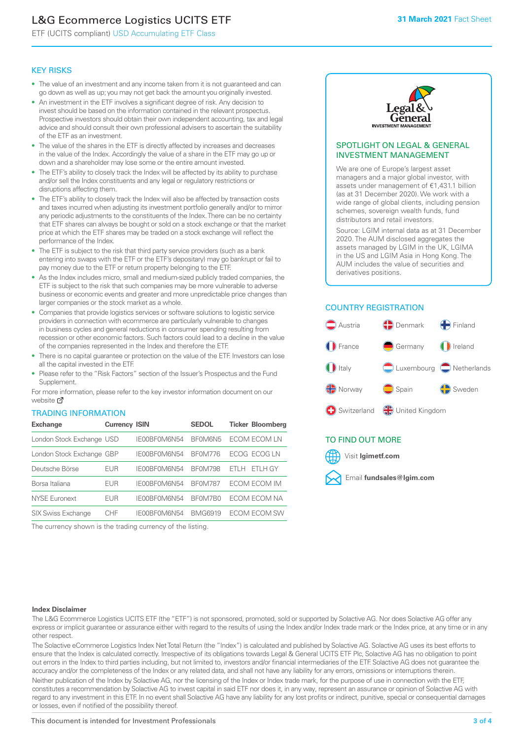# L&G Ecommerce Logistics UCITS ETF

ETF (UCITS compliant) USD Accumulating ETF Class

**31 March 2021** Fact Sheet

## KEY RISKS

- The value of an investment and any income taken from it is not guaranteed and can go down as well as up; you may not get back the amount you originally invested.
- An investment in the ETF involves a significant degree of risk. Any decision to invest should be based on the information contained in the relevant prospectus. Prospective investors should obtain their own independent accounting, tax and legal advice and should consult their own professional advisers to ascertain the suitability of the ETF as an investment.
- The value of the shares in the ETF is directly affected by increases and decreases in the value of the Index. Accordingly the value of a share in the ETF may go up or down and a shareholder may lose some or the entire amount invested.
- The ETF's ability to closely track the Index will be affected by its ability to purchase and/or sell the Index constituents and any legal or regulatory restrictions or disruptions affecting them.
- The ETF's ability to closely track the Index will also be affected by transaction costs and taxes incurred when adjusting its investment portfolio generally and/or to mirror any periodic adjustments to the constituents of the Index. There can be no certainty that ETF shares can always be bought or sold on a stock exchange or that the market price at which the ETF shares may be traded on a stock exchange will reflect the performance of the Index.
- The ETF is subject to the risk that third party service providers (such as a bank entering into swaps with the ETF or the ETF's depositary) may go bankrupt or fail to pay money due to the ETF or return property belonging to the ETF.
- As the Index includes micro, small and medium-sized publicly traded companies, the ETF is subject to the risk that such companies may be more vulnerable to adverse business or economic events and greater and more unpredictable price changes than larger companies or the stock market as a whole.
- Companies that provide logistics services or software solutions to logistic service providers in connection with ecommerce are particularly vulnerable to changes in business cycles and general reductions in consumer spending resulting from recession or other economic factors. Such factors could lead to a decline in the value of the companies represented in the Index and therefore the ETF.
- There is no capital guarantee or protection on the value of the ETF. Investors can lose all the capital invested in the ETF.
- Please refer to the "Risk Factors" section of the Issuer's Prospectus and the Fund Supplement.

For more information, please refer to the key investor information document on our website

## TRADING INFORMATION

| Exchange | Currency | ISIN | SEDOL | Ticker | Bloomberg |
|---|---|---|---|---|---|
| London Stock Exchange | USD | IE00BF0M6N54 | BF0M6N5 | ECOM | ECOM LN |
| London Stock Exchange | GBP | IE00BF0M6N54 | BF0M776 | ECOG | ECOG LN |
| Deutsche Börse | EUR | IE00BF0M6N54 | BF0M798 | ETLH | ETLH GY |
| Borsa Italiana | EUR | IE00BF0M6N54 | BF0M787 | ECOM | ECOM IM |
| NYSE Euronext | EUR | IE00BF0M6N54 | BF0M7B0 | ECOM | ECOM NA |
| SIX Swiss Exchange | CHF | IE00BF0M6N54 | BMG6919 | ECOM | ECOM SW |

The currency shown is the trading currency of the listing.

## SPOTLIGHT ON LEGAL & GENERAL INVESTMENT MANAGEMENT

We are one of Europe's largest asset managers and a major global investor, with assets under management of €1,431.1 billion (as at 31 December 2020). We work with a wide range of global clients, including pension schemes, sovereign wealth funds, fund distributors and retail investors.

Source: LGIM internal data as at 31 December 2020. The AUM disclosed aggregates the assets managed by LGIM in the UK, LGIMA in the US and LGIM Asia in Hong Kong. The AUM includes the value of securities and derivatives positions.

## COUNTRY REGISTRATION

Austria, Denmark, Finland, France, Germany, Ireland, Italy, Luxembourg, Netherlands, Norway, Spain, Sweden, Switzerland, United Kingdom

## TO FIND OUT MORE

Visit **lgimetf.com**

Email **fundsales@lgim.com**

### Index Disclaimer

The L&G Ecommerce Logistics UCITS ETF (the "ETF") is not sponsored, promoted, sold or supported by Solactive AG. Nor does Solactive AG offer any express or implicit guarantee or assurance either with regard to the results of using the Index and/or Index trade mark or the Index price, at any time or in any other respect.

The Solactive eCommerce Logistics Index Net Total Return (the "Index") is calculated and published by Solactive AG. Solactive AG uses its best efforts to ensure that the Index is calculated correctly. Irrespective of its obligations towards Legal & General UCITS ETF Plc, Solactive AG has no obligation to point out errors in the Index to third parties including, but not limited to, investors and/or financial intermediaries of the ETF. Solactive AG does not guarantee the accuracy and/or the completeness of the Index or any related data, and shall not have any liability for any errors, omissions or interruptions therein.

Neither publication of the Index by Solactive AG, nor the licensing of the Index or Index trade mark, for the purpose of use in connection with the ETF, constitutes a recommendation by Solactive AG to invest capital in said ETF nor does it, in any way, represent an assurance or opinion of Solactive AG with regard to any investment in this ETF. In no event shall Solactive AG have any liability for any lost profits or indirect, punitive, special or consequential damages or losses, even if notified of the possibility thereof.

This document is intended for Investment Professionals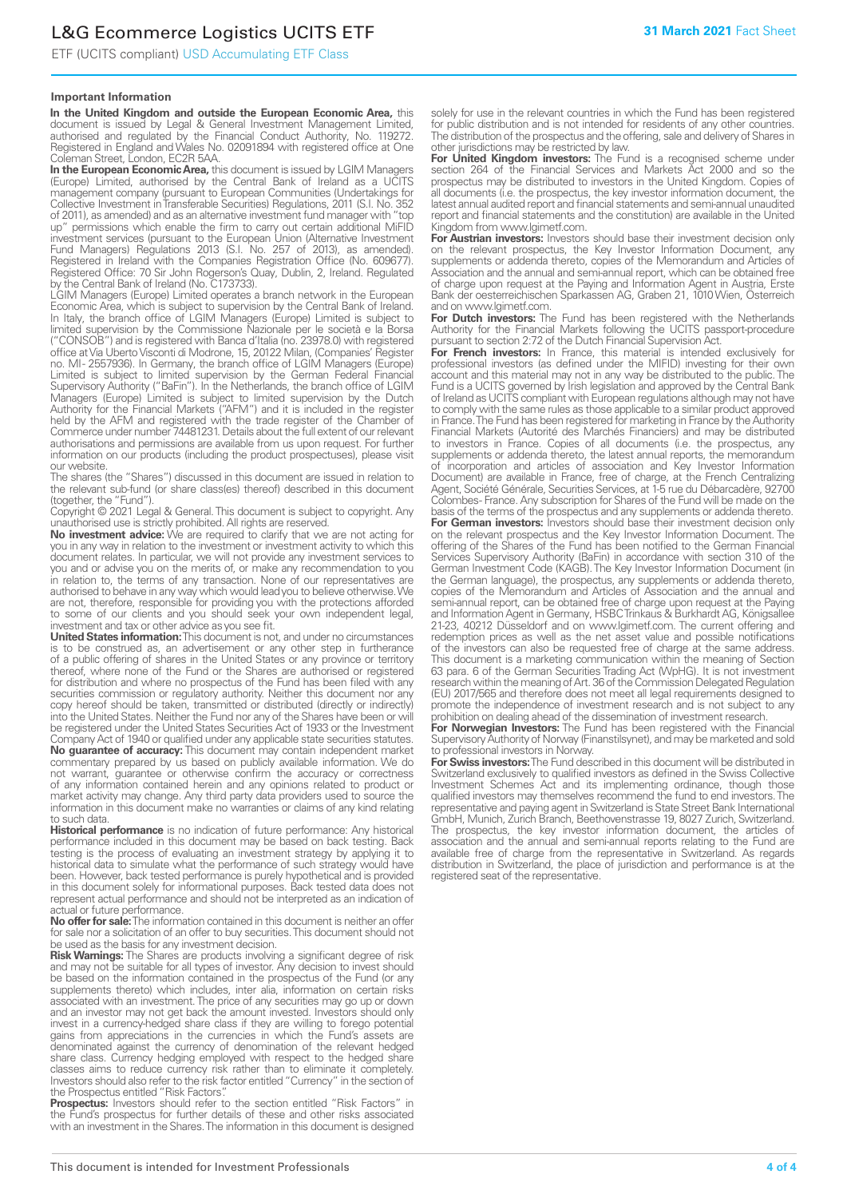### Important Information

**In the United Kingdom and outside the European Economic Area,** this document is issued by Legal & General Investment Management Limited, authorised and regulated by the Financial Conduct Authority, No. 119272. Registered in England and Wales No. 02091894 with registered office at One Coleman Street, London, EC2R 5AA.

**In the European Economic Area,** this document is issued by LGIM Managers (Europe) Limited, authorised by the Central Bank of Ireland as a UCITS management company (pursuant to European Communities (Undertakings for Collective Investment in Transferable Securities) Regulations, 2011 (S.I. No. 352 of 2011), as amended) and as an alternative investment fund manager with "top up" permissions which enable the firm to carry out certain additional MiFID investment services (pursuant to the European Union (Alternative Investment Fund Managers) Regulations 2013 (S.I. No. 257 of 2013), as amended). Registered in Ireland with the Companies Registration Office (No. 609677). Registered Office: 70 Sir John Rogerson's Quay, Dublin, 2, Ireland. Regulated by the Central Bank of Ireland (No. C173733).

LGIM Managers (Europe) Limited operates a branch network in the European Economic Area, which is subject to supervision by the Central Bank of Ireland. In Italy, the branch office of LGIM Managers (Europe) Limited is subject to limited supervision by the Commissione Nazionale per le società e la Borsa ("CONSOB") and is registered with Banca d'Italia (no. 23978.0) with registered office at Via Uberto Visconti di Modrone, 15, 20122 Milan, (Companies' Register no. MI - 2557936). In Germany, the branch office of LGIM Managers (Europe) Limited is subject to limited supervision by the German Federal Financial Supervisory Authority ("BaFin"). In the Netherlands, the branch office of LGIM Managers (Europe) Limited is subject to limited supervision by the Dutch Authority for the Financial Markets ("AFM") and it is included in the register held by the AFM and registered with the trade register of the Chamber of Commerce under number 74481231. Details about the full extent of our relevant authorisations and permissions are available from us upon request. For further information on our products (including the product prospectuses), please visit our website.

The shares (the "Shares") discussed in this document are issued in relation to the relevant sub-fund (or share class(es) thereof) described in this document (together, the "Fund").

Copyright © 2021 Legal & General. This document is subject to copyright. Any unauthorised use is strictly prohibited. All rights are reserved.

**No investment advice:** We are required to clarify that we are not acting for you in any way in relation to the investment or investment activity to which this document relates. In particular, we will not provide any investment services to you and or advise you on the merits of, or make any recommendation to you in relation to, the terms of any transaction. None of our representatives are authorised to behave in any way which would lead you to believe otherwise. We are not, therefore, responsible for providing you with the protections afforded to some of our clients and you should seek your own independent legal, investment and tax or other advice as you see fit.

**United States information:** This document is not, and under no circumstances is to be construed as, an advertisement or any other step in furtherance of a public offering of shares in the United States or any province or territory thereof, where none of the Fund or the Shares are authorised or registered for distribution and where no prospectus of the Fund has been filed with any securities commission or regulatory authority. Neither this document nor any copy hereof should be taken, transmitted or distributed (directly or indirectly) into the United States. Neither the Fund nor any of the Shares have been or will be registered under the United States Securities Act of 1933 or the Investment Company Act of 1940 or qualified under any applicable state securities statutes.

**No guarantee of accuracy:** This document may contain independent market commentary prepared by us based on publicly available information. We do not warrant, guarantee or otherwise confirm the accuracy or correctness of any information contained herein and any opinions related to product or market activity may change. Any third party data providers used to source the information in this document make no warranties or claims of any kind relating to such data.

**Historical performance** is no indication of future performance: Any historical performance included in this document may be based on back testing. Back testing is the process of evaluating an investment strategy by applying it to historical data to simulate what the performance of such strategy would have been. However, back tested performance is purely hypothetical and is provided in this document solely for informational purposes. Back tested data does not represent actual performance and should not be interpreted as an indication of actual or future performance.

**No offer for sale:** The information contained in this document is neither an offer for sale nor a solicitation of an offer to buy securities. This document should not be used as the basis for any investment decision.

**Risk Warnings:** The Shares are products involving a significant degree of risk and may not be suitable for all types of investor. Any decision to invest should be based on the information contained in the prospectus of the Fund (or any supplements thereto) which includes, inter alia, information on certain risks associated with an investment. The price of any securities may go up or down and an investor may not get back the amount invested. Investors should only invest in a currency-hedged share class if they are willing to forego potential gains from appreciations in the currencies in which the Fund's assets are denominated against the currency of denomination of the relevant hedged share class. Currency hedging employed with respect to the hedged share classes aims to reduce currency risk rather than to eliminate it completely. Investors should also refer to the risk factor entitled "Currency" in the section of the Prospectus entitled "Risk Factors".

**Prospectus:** Investors should refer to the section entitled "Risk Factors" in the Fund's prospectus for further details of these and other risks associated with an investment in the Shares. The information in this document is designed solely for use in the relevant countries in which the Fund has been registered for public distribution and is not intended for residents of any other countries. The distribution of the prospectus and the offering, sale and delivery of Shares in other jurisdictions may be restricted by law.

**For United Kingdom investors:** The Fund is a recognised scheme under section 264 of the Financial Services and Markets Act 2000 and so the prospectus may be distributed to investors in the United Kingdom. Copies of all documents (i.e. the prospectus, the key investor information document, the latest annual audited report and financial statements and semi-annual unaudited report and financial statements and the constitution) are available in the United Kingdom from www.lgimetf.com.

**For Austrian investors:** Investors should base their investment decision only on the relevant prospectus, the Key Investor Information Document, any supplements or addenda thereto, copies of the Memorandum and Articles of Association and the annual and semi-annual report, which can be obtained free of charge upon request at the Paying and Information Agent in Austria, Erste Bank der oesterreichischen Sparkassen AG, Graben 21, 1010 Wien, Österreich and on www.lgimetf.com.

**For Dutch investors:** The Fund has been registered with the Netherlands Authority for the Financial Markets following the UCITS passport-procedure pursuant to section 2:72 of the Dutch Financial Supervision Act.

**For French investors:** In France, this material is intended exclusively for professional investors (as defined under the MIFID) investing for their own account and this material may not in any way be distributed to the public. The Fund is a UCITS governed by Irish legislation and approved by the Central Bank of Ireland as UCITS compliant with European regulations although may not have to comply with the same rules as those applicable to a similar product approved in France. The Fund has been registered for marketing in France by the Authority Financial Markets (Autorité des Marchés Financiers) and may be distributed to investors in France. Copies of all documents (i.e. the prospectus, any supplements or addenda thereto, the latest annual reports, the memorandum of incorporation and articles of association and Key Investor Information Document) are available in France, free of charge, at the French Centralizing Agent, Société Générale, Securities Services, at 1-5 rue du Débarcadère, 92700 Colombes- France. Any subscription for Shares of the Fund will be made on the basis of the terms of the prospectus and any supplements or addenda thereto.

**For German investors:** Investors should base their investment decision only on the relevant prospectus and the Key Investor Information Document. The offering of the Shares of the Fund has been notified to the German Financial Services Supervisory Authority (BaFin) in accordance with section 310 of the German Investment Code (KAGB). The Key Investor Information Document (in the German language), the prospectus, any supplements or addenda thereto, copies of the Memorandum and Articles of Association and the annual and semi-annual report, can be obtained free of charge upon request at the Paying and Information Agent in Germany, HSBC Trinkaus & Burkhardt AG, Königsallee 21-23, 40212 Düsseldorf and on www.lgimetf.com. The current offering and redemption prices as well as the net asset value and possible notifications of the investors can also be requested free of charge at the same address. This document is a marketing communication within the meaning of Section 63 para. 6 of the German Securities Trading Act (WpHG). It is not investment research within the meaning of Art. 36 of the Commission Delegated Regulation (EU) 2017/565 and therefore does not meet all legal requirements designed to promote the independence of investment research and is not subject to any prohibition on dealing ahead of the dissemination of investment research.

**For Norwegian Investors:** The Fund has been registered with the Financial Supervisory Authority of Norway (Finanstilsynet), and may be marketed and sold to professional investors in Norway.

**For Swiss investors:** The Fund described in this document will be distributed in Switzerland exclusively to qualified investors as defined in the Swiss Collective Investment Schemes Act and its implementing ordinance, though those qualified investors may themselves recommend the fund to end investors. The representative and paying agent in Switzerland is State Street Bank International GmbH, Munich, Zurich Branch, Beethovenstrasse 19, 8027 Zurich, Switzerland. The prospectus, the key investor information document, the articles of association and the annual and semi-annual reports relating to the Fund are available free of charge from the representative in Switzerland. As regards distribution in Switzerland, the place of jurisdiction and performance is at the registered seat of the representative.